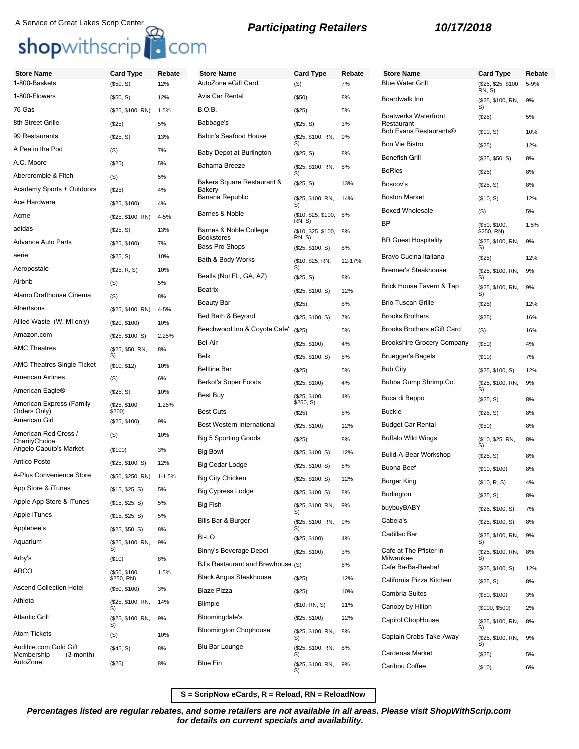A Service of Great Lakes Scrip Center

shopwithscrip.com

**Participating Retailers** **10/17/2018**

| Store Name | Card Type | Rebate |
|---|---|---|
| 1-800-Baskets | ($50, S) | 12% |
| 1-800-Flowers | ($50, S) | 12% |
| 76 Gas | ($25, $100, RN) | 1.5% |
| 8th Street Grille | ($25) | 5% |
| 99 Restaurants | ($25, S) | 13% |
| A Pea in the Pod | (S) | 7% |
| A.C. Moore | ($25) | 5% |
| Abercrombie & Fitch | (S) | 5% |
| Academy Sports + Outdoors | ($25) | 4% |
| Ace Hardware | ($25, $100) | 4% |
| Acme | ($25, $100, RN) | 4-5% |
| adidas | ($25, S) | 13% |
| Advance Auto Parts | ($25, $100) | 7% |
| aerie | ($25, S) | 10% |
| Aeropostale | ($25, R, S) | 10% |
| Airbnb | (S) | 5% |
| Alamo Drafthouse Cinema | (S) | 8% |
| Albertsons | ($25, $100, RN) | 4-5% |
| Allied Waste (W. MI only) | ($20, $100) | 10% |
| Amazon.com | ($25, $100, S) | 2.25% |
| AMC Theatres | ($25, $50, RN, S) | 8% |
| AMC Theatres Single Ticket | ($10, $12) | 10% |
| American Airlines | (S) | 6% |
| American Eagle® | ($25, S) | 10% |
| American Express (Family Orders Only) | ($25, $100, $200) | 1.25% |
| American Girl | ($25, $100) | 9% |
| American Red Cross / CharityChoice | (S) | 10% |
| Angelo Caputo's Market | ($100) | 3% |
| Antico Posto | ($25, $100, S) | 12% |
| A-Plus Convenience Store | ($50, $250, RN) | 1-1.5% |
| App Store & iTunes | ($15, $25, S) | 5% |
| Apple App Store & iTunes | ($15, $25, S) | 5% |
| Apple iTunes | ($15, $25, S) | 5% |
| Applebee's | ($25, $50, S) | 8% |
| Aquarium | ($25, $100, RN, S) | 9% |
| Arby's | ($10) | 8% |
| ARCO | ($50, $100, $250, RN) | 1.5% |
| Ascend Collection Hotel | ($50, $100) | 3% |
| Athleta | ($25, $100, RN, S) | 14% |
| Atlantic Grill | ($25, $100, RN, S) | 9% |
| Atom Tickets | (S) | 10% |
| Audible.com Gold Gift Membership (3-month) | ($45, S) | 8% |
| AutoZone | ($25) | 8% |
| AutoZone eGift Card | (S) | 7% |
| Avis Car Rental | ($50) | 8% |
| B.O.B. | ($25) | 5% |
| Babbage's | ($25, S) | 3% |
| Babin's Seafood House | ($25, $100, RN, S) | 9% |
| Baby Depot at Burlington | ($25, S) | 8% |
| Bahama Breeze | ($25, $100, RN, S) | 8% |
| Bakers Square Restaurant & Bakery | ($25, S) | 13% |
| Banana Republic | ($25, $100, RN, S) | 14% |
| Barnes & Noble | ($10, $25, $100, RN, S) | 8% |
| Barnes & Noble College Bookstores | ($10, $25, $100, RN, S) | 8% |
| Bass Pro Shops | ($25, $100, S) | 8% |
| Bath & Body Works | ($10, $25, RN, S) | 12-17% |
| Bealls (Not FL, GA, AZ) | ($25, S) | 8% |
| Beatrix | ($25, $100, S) | 12% |
| Beauty Bar | ($25) | 8% |
| Bed Bath & Beyond | ($25, $100, S) | 7% |
| Beechwood Inn & Coyote Cafe' | ($25) | 5% |
| Bel-Air | ($25, $100) | 4% |
| Belk | ($25, $100, S) | 8% |
| Beltline Bar | ($25) | 5% |
| Berkot's Super Foods | ($25, $100) | 4% |
| Best Buy | ($25, $100, $250, S) | 4% |
| Best Cuts | ($25) | 8% |
| Best Western International | ($25, $100) | 12% |
| Big 5 Sporting Goods | ($25) | 8% |
| Big Bowl | ($25, $100, S) | 12% |
| Big Cedar Lodge | ($25, $100, S) | 8% |
| Big City Chicken | ($25, $100, S) | 12% |
| Big Cypress Lodge | ($25, $100, S) | 8% |
| Big Fish | ($25, $100, RN, S) | 9% |
| Bills Bar & Burger | ($25, $100, RN, S) | 9% |
| BI-LO | ($25, $100) | 4% |
| Binny's Beverage Depot | ($25, $100) | 3% |
| BJ's Restaurant and Brewhouse | (S) | 8% |
| Black Angus Steakhouse | ($25) | 12% |
| Blaze Pizza | ($25) | 10% |
| Blimpie | ($10, RN, S) | 11% |
| Bloomingdale's | ($25, $100) | 12% |
| Bloomington Chophouse | ($25, $100, RN, S) | 8% |
| Blu Bar Lounge | ($25, $100, RN, S) | 8% |
| Blue Fin | ($25, $100, RN, S) | 9% |
| Blue Water Grill | ($25, $25, $100, RN, S) | 5-9% |
| Boardwalk Inn | ($25, $100, RN, S) | 9% |
| Boatwerks Waterfront Restaurant | ($25) | 5% |
| Bob Evans Restaurants® | ($10, S) | 10% |
| Bon Vie Bistro | ($25) | 12% |
| Bonefish Grill | ($25, $50, S) | 8% |
| BoRics | ($25) | 8% |
| Boscov's | ($25, S) | 8% |
| Boston Market | ($10, S) | 12% |
| Boxed Wholesale | (S) | 5% |
| BP | ($50, $100, $250, RN) | 1.5% |
| BR Guest Hospitality | ($25, $100, RN, S) | 9% |
| Bravo Cucina Italiana | ($25) | 12% |
| Brenner's Steakhouse | ($25, $100, RN, S) | 9% |
| Brick House Tavern & Tap | ($25, $100, RN, S) | 9% |
| Brio Tuscan Grille | ($25) | 12% |
| Brooks Brothers | ($25) | 16% |
| Brooks Brothers eGift Card | (S) | 16% |
| Brookshire Grocery Company | ($50) | 4% |
| Bruegger's Bagels | ($10) | 7% |
| Bub City | ($25, $100, S) | 12% |
| Bubba Gump Shrimp Co. | ($25, $100, RN, S) | 9% |
| Buca di Beppo | ($25, S) | 8% |
| Buckle | ($25, S) | 8% |
| Budget Car Rental | ($50) | 8% |
| Buffalo Wild Wings | ($10, $25, RN, S) | 8% |
| Build-A-Bear Workshop | ($25, S) | 8% |
| Buona Beef | ($10, $100) | 8% |
| Burger King | ($10, R, S) | 4% |
| Burlington | ($25, S) | 8% |
| buybuyBABY | ($25, $100, S) | 7% |
| Cabela's | ($25, $100, S) | 8% |
| Cadillac Bar | ($25, $100, RN, S) | 9% |
| Cafe at The Pfister in Milwaukee | ($25, $100, RN, S) | 8% |
| Cafe Ba-Ba-Reeba! | ($25, $100, S) | 12% |
| California Pizza Kitchen | ($25, S) | 8% |
| Cambria Suites | ($50, $100) | 3% |
| Canopy by Hilton | ($100, $500) | 2% |
| Capitol ChopHouse | ($25, $100, RN, S) | 8% |
| Captain Crabs Take-Away | ($25, $100, RN, S) | 9% |
| Cardenas Market | ($25) | 5% |
| Caribou Coffee | ($10) | 6% |

**S = ScripNow eCards, R = Reload, RN = ReloadNow**

***Percentages listed are regular rebates, and some retailers are not available in all areas. Please visit ShopWithScrip.com for details on current specials and availability.***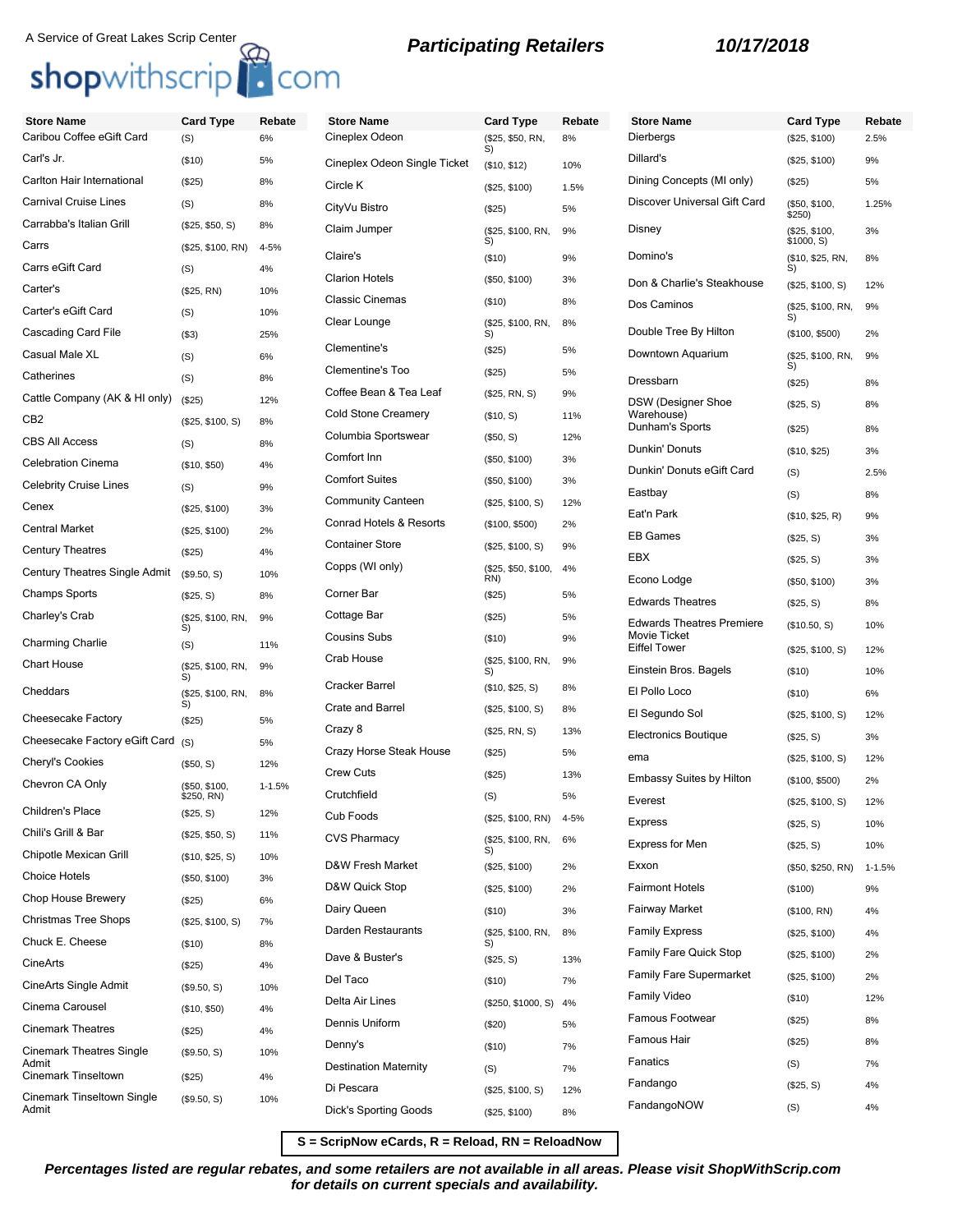A Service of Great Lakes Scrip Center

shopwithscrip.com

## Participating Retailers

**10/17/2018**

| Store Name | Card Type | Rebate |
|---|---|---|
| Caribou Coffee eGift Card | (S) | 6% |
| Carl's Jr. | ($10) | 5% |
| Carlton Hair International | ($25) | 8% |
| Carnival Cruise Lines | (S) | 8% |
| Carrabba's Italian Grill | ($25, $50, S) | 8% |
| Carrs | ($25, $100, RN) | 4-5% |
| Carrs eGift Card | (S) | 4% |
| Carter's | ($25, RN) | 10% |
| Carter's eGift Card | (S) | 10% |
| Cascading Card File | ($3) | 25% |
| Casual Male XL | (S) | 6% |
| Catherines | (S) | 8% |
| Cattle Company (AK & HI only) | ($25) | 12% |
| CB2 | ($25, $100, S) | 8% |
| CBS All Access | (S) | 8% |
| Celebration Cinema | ($10, $50) | 4% |
| Celebrity Cruise Lines | (S) | 9% |
| Cenex | ($25, $100) | 3% |
| Central Market | ($25, $100) | 2% |
| Century Theatres | ($25) | 4% |
| Century Theatres Single Admit | ($9.50, S) | 10% |
| Champs Sports | ($25, S) | 8% |
| Charley's Crab | ($25, $100, RN, S) | 9% |
| Charming Charlie | (S) | 11% |
| Chart House | ($25, $100, RN, S) | 9% |
| Cheddars | ($25, $100, RN, S) | 8% |
| Cheesecake Factory | ($25) | 5% |
| Cheesecake Factory eGift Card | (S) | 5% |
| Cheryl's Cookies | ($50, S) | 12% |
| Chevron CA Only | ($50, $100, $250, RN) | 1-1.5% |
| Children's Place | ($25, S) | 12% |
| Chili's Grill & Bar | ($25, $50, S) | 11% |
| Chipotle Mexican Grill | ($10, $25, S) | 10% |
| Choice Hotels | ($50, $100) | 3% |
| Chop House Brewery | ($25) | 6% |
| Christmas Tree Shops | ($25, $100, S) | 7% |
| Chuck E. Cheese | ($10) | 8% |
| CineArts | ($25) | 4% |
| CineArts Single Admit | ($9.50, S) | 10% |
| Cinema Carousel | ($10, $50) | 4% |
| Cinemark Theatres | ($25) | 4% |
| Cinemark Theatres Single Admit | ($9.50, S) | 10% |
| Cinemark Tinseltown | ($25) | 4% |
| Cinemark Tinseltown Single Admit | ($9.50, S) | 10% |
| Cineplex Odeon | ($25, $50, RN, S) | 8% |
| Cineplex Odeon Single Ticket | ($10, $12) | 10% |
| Circle K | ($25, $100) | 1.5% |
| CityVu Bistro | ($25) | 5% |
| Claim Jumper | ($25, $100, RN, S) | 9% |
| Claire's | ($10) | 9% |
| Clarion Hotels | ($50, $100) | 3% |
| Classic Cinemas | ($10) | 8% |
| Clear Lounge | ($25, $100, RN, S) | 8% |
| Clementine's | ($25) | 5% |
| Clementine's Too | ($25) | 5% |
| Coffee Bean & Tea Leaf | ($25, RN, S) | 9% |
| Cold Stone Creamery | ($10, S) | 11% |
| Columbia Sportswear | ($50, S) | 12% |
| Comfort Inn | ($50, $100) | 3% |
| Comfort Suites | ($50, $100) | 3% |
| Community Canteen | ($25, $100, S) | 12% |
| Conrad Hotels & Resorts | ($100, $500) | 2% |
| Container Store | ($25, $100, S) | 9% |
| Copps (WI only) | ($25, $50, $100, RN) | 4% |
| Corner Bar | ($25) | 5% |
| Cottage Bar | ($25) | 5% |
| Cousins Subs | ($10) | 9% |
| Crab House | ($25, $100, RN, S) | 9% |
| Cracker Barrel | ($10, $25, S) | 8% |
| Crate and Barrel | ($25, $100, S) | 8% |
| Crazy 8 | ($25, RN, S) | 13% |
| Crazy Horse Steak House | ($25) | 5% |
| Crew Cuts | ($25) | 13% |
| Crutchfield | (S) | 5% |
| Cub Foods | ($25, $100, RN) | 4-5% |
| CVS Pharmacy | ($25, $100, RN, S) | 6% |
| D&W Fresh Market | ($25, $100) | 2% |
| D&W Quick Stop | ($25, $100) | 2% |
| Dairy Queen | ($10) | 3% |
| Darden Restaurants | ($25, $100, RN, S) | 8% |
| Dave & Buster's | ($25, S) | 13% |
| Del Taco | ($10) | 7% |
| Delta Air Lines | ($250, $1000, S) | 4% |
| Dennis Uniform | ($20) | 5% |
| Denny's | ($10) | 7% |
| Destination Maternity | (S) | 7% |
| Di Pescara | ($25, $100, S) | 12% |
| Dick's Sporting Goods | ($25, $100) | 8% |
| Dierbergs | ($25, $100) | 2.5% |
| Dillard's | ($25, $100) | 9% |
| Dining Concepts (MI only) | ($25) | 5% |
| Discover Universal Gift Card | ($50, $100, $250) | 1.25% |
| Disney | ($25, $100, $1000, S) | 3% |
| Domino's | ($10, $25, RN, S) | 8% |
| Don & Charlie's Steakhouse | ($25, $100, S) | 12% |
| Dos Caminos | ($25, $100, RN, S) | 9% |
| Double Tree By Hilton | ($100, $500) | 2% |
| Downtown Aquarium | ($25, $100, RN, S) | 9% |
| Dressbarn | ($25) | 8% |
| DSW (Designer Shoe Warehouse) | ($25, S) | 8% |
| Dunham's Sports | ($25) | 8% |
| Dunkin' Donuts | ($10, $25) | 3% |
| Dunkin' Donuts eGift Card | (S) | 2.5% |
| Eastbay | (S) | 8% |
| Eat'n Park | ($10, $25, R) | 9% |
| EB Games | ($25, S) | 3% |
| EBX | ($25, S) | 3% |
| Econo Lodge | ($50, $100) | 3% |
| Edwards Theatres | ($25, S) | 8% |
| Edwards Theatres Premiere Movie Ticket | ($10.50, S) | 10% |
| Eiffel Tower | ($25, $100, S) | 12% |
| Einstein Bros. Bagels | ($10) | 10% |
| El Pollo Loco | ($10) | 6% |
| El Segundo Sol | ($25, $100, S) | 12% |
| Electronics Boutique | ($25, S) | 3% |
| ema | ($25, $100, S) | 12% |
| Embassy Suites by Hilton | ($100, $500) | 2% |
| Everest | ($25, $100, S) | 12% |
| Express | ($25, S) | 10% |
| Express for Men | ($25, S) | 10% |
| Exxon | ($50, $250, RN) | 1-1.5% |
| Fairmont Hotels | ($100) | 9% |
| Fairway Market | ($100, RN) | 4% |
| Family Express | ($25, $100) | 4% |
| Family Fare Quick Stop | ($25, $100) | 2% |
| Family Fare Supermarket | ($25, $100) | 2% |
| Family Video | ($10) | 12% |
| Famous Footwear | ($25) | 8% |
| Famous Hair | ($25) | 8% |
| Fanatics | (S) | 7% |
| Fandango | ($25, S) | 4% |
| FandangoNOW | (S) | 4% |

**S = ScripNow eCards, R = Reload, RN = ReloadNow**

***Percentages listed are regular rebates, and some retailers are not available in all areas. Please visit ShopWithScrip.com for details on current specials and availability.***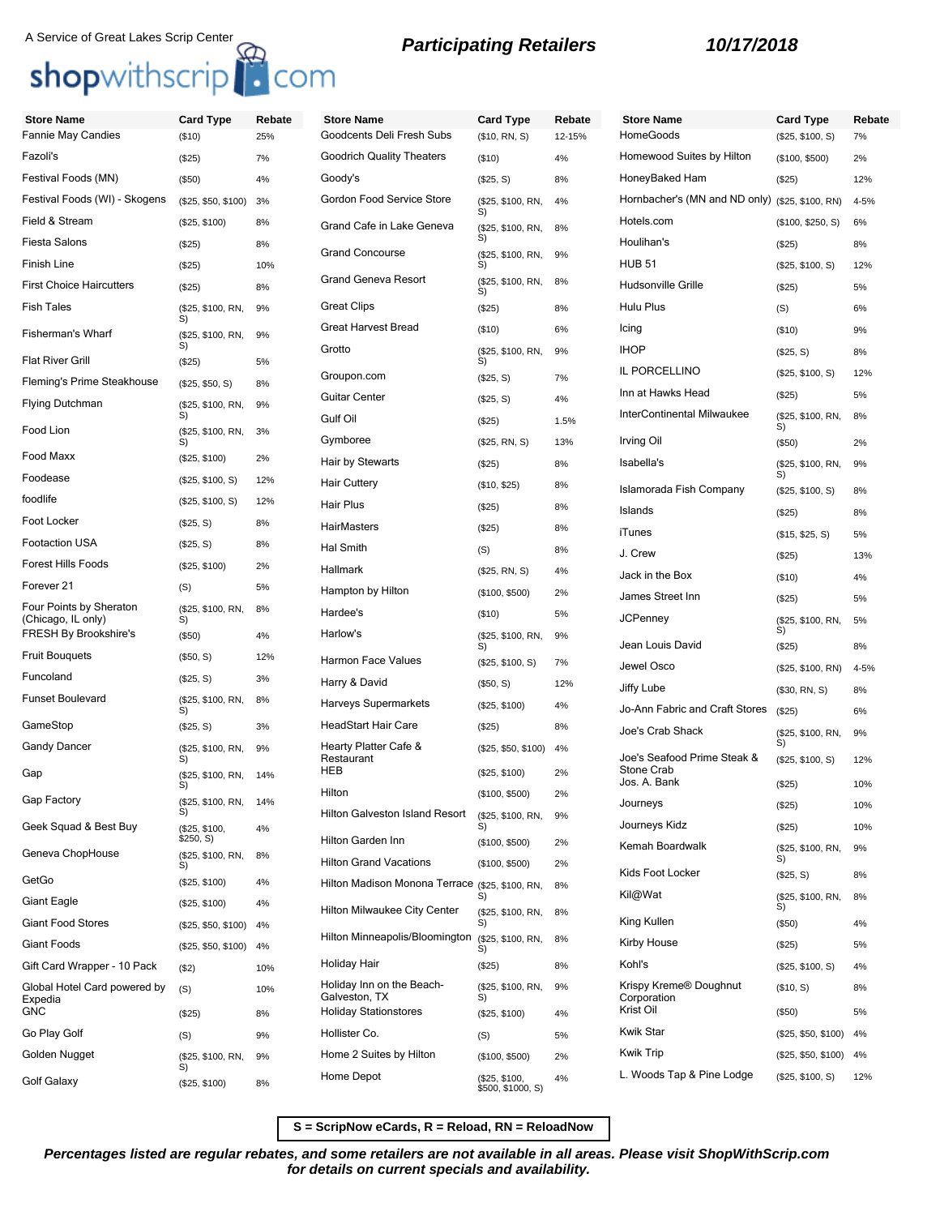A Service of Great Lakes Scrip Center

shopwithscrip.com

## Participating Retailers

**10/17/2018**

| Store Name | Card Type | Rebate |
|---|---|---|
| Fannie May Candies | ($10) | 25% |
| Fazoli's | ($25) | 7% |
| Festival Foods (MN) | ($50) | 4% |
| Festival Foods (WI) - Skogens | ($25, $50, $100) | 3% |
| Field & Stream | ($25, $100) | 8% |
| Fiesta Salons | ($25) | 8% |
| Finish Line | ($25) | 10% |
| First Choice Haircutters | ($25) | 8% |
| Fish Tales | ($25, $100, RN, S) | 9% |
| Fisherman's Wharf | ($25, $100, RN, S) | 9% |
| Flat River Grill | ($25) | 5% |
| Fleming's Prime Steakhouse | ($25, $50, S) | 8% |
| Flying Dutchman | ($25, $100, RN, S) | 9% |
| Food Lion | ($25, $100, RN, S) | 3% |
| Food Maxx | ($25, $100) | 2% |
| Foodease | ($25, $100, S) | 12% |
| foodlife | ($25, $100, S) | 12% |
| Foot Locker | ($25, S) | 8% |
| Footaction USA | ($25, S) | 8% |
| Forest Hills Foods | ($25, $100) | 2% |
| Forever 21 | (S) | 5% |
| Four Points by Sheraton (Chicago, IL only) | ($25, $100, RN, S) | 8% |
| FRESH By Brookshire's | ($50) | 4% |
| Fruit Bouquets | ($50, S) | 12% |
| Funcoland | ($25, S) | 3% |
| Funset Boulevard | ($25, $100, RN, S) | 8% |
| GameStop | ($25, S) | 3% |
| Gandy Dancer | ($25, $100, RN, S) | 9% |
| Gap | ($25, $100, RN, S) | 14% |
| Gap Factory | ($25, $100, RN, S) | 14% |
| Geek Squad & Best Buy | ($25, $100, $250, S) | 4% |
| Geneva ChopHouse | ($25, $100, RN, S) | 8% |
| GetGo | ($25, $100) | 4% |
| Giant Eagle | ($25, $100) | 4% |
| Giant Food Stores | ($25, $50, $100) | 4% |
| Giant Foods | ($25, $50, $100) | 4% |
| Gift Card Wrapper - 10 Pack | ($2) | 10% |
| Global Hotel Card powered by Expedia | (S) | 10% |
| GNC | ($25) | 8% |
| Go Play Golf | (S) | 9% |
| Golden Nugget | ($25, $100, RN, S) | 9% |
| Golf Galaxy | ($25, $100) | 8% |
| Goodcents Deli Fresh Subs | ($10, RN, S) | 12-15% |
| Goodrich Quality Theaters | ($10) | 4% |
| Goody's | ($25, S) | 8% |
| Gordon Food Service Store | ($25, $100, RN, S) | 4% |
| Grand Cafe in Lake Geneva | ($25, $100, RN, S) | 8% |
| Grand Concourse | ($25, $100, RN, S) | 9% |
| Grand Geneva Resort | ($25, $100, RN, S) | 8% |
| Great Clips | ($25) | 8% |
| Great Harvest Bread | ($10) | 6% |
| Grotto | ($25, $100, RN, S) | 9% |
| Groupon.com | ($25, S) | 7% |
| Guitar Center | ($25, S) | 4% |
| Gulf Oil | ($25) | 1.5% |
| Gymboree | ($25, RN, S) | 13% |
| Hair by Stewarts | ($25) | 8% |
| Hair Cuttery | ($10, $25) | 8% |
| Hair Plus | ($25) | 8% |
| HairMasters | ($25) | 8% |
| Hal Smith | (S) | 8% |
| Hallmark | ($25, RN, S) | 4% |
| Hampton by Hilton | ($100, $500) | 2% |
| Hardee's | ($10) | 5% |
| Harlow's | ($25, $100, RN, S) | 9% |
| Harmon Face Values | ($25, $100, S) | 7% |
| Harry & David | ($50, S) | 12% |
| Harveys Supermarkets | ($25, $100) | 4% |
| HeadStart Hair Care | ($25) | 8% |
| Hearty Platter Cafe & Restaurant | ($25, $50, $100) | 4% |
| HEB | ($25, $100) | 2% |
| Hilton | ($100, $500) | 2% |
| Hilton Galveston Island Resort | ($25, $100, RN, S) | 9% |
| Hilton Garden Inn | ($100, $500) | 2% |
| Hilton Grand Vacations | ($100, $500) | 2% |
| Hilton Madison Monona Terrace | ($25, $100, RN, S) | 8% |
| Hilton Milwaukee City Center | ($25, $100, RN, S) | 8% |
| Hilton Minneapolis/Bloomington | ($25, $100, RN, S) | 8% |
| Holiday Hair | ($25) | 8% |
| Holiday Inn on the Beach-Galveston, TX | ($25, $100, RN, S) | 9% |
| Holiday Stationstores | ($25, $100) | 4% |
| Hollister Co. | (S) | 5% |
| Home 2 Suites by Hilton | ($100, $500) | 2% |
| Home Depot | ($25, $100, $500, $1000, S) | 4% |
| HomeGoods | ($25, $100, S) | 7% |
| Homewood Suites by Hilton | ($100, $500) | 2% |
| HoneyBaked Ham | ($25) | 12% |
| Hornbacher's (MN and ND only) | ($25, $100, RN) | 4-5% |
| Hotels.com | ($100, $250, S) | 6% |
| Houlihan's | ($25) | 8% |
| HUB 51 | ($25, $100, S) | 12% |
| Hudsonville Grille | ($25) | 5% |
| Hulu Plus | (S) | 6% |
| Icing | ($10) | 9% |
| IHOP | ($25, S) | 8% |
| IL PORCELLINO | ($25, $100, S) | 12% |
| Inn at Hawks Head | ($25) | 5% |
| InterContinental Milwaukee | ($25, $100, RN, S) | 8% |
| Irving Oil | ($50) | 2% |
| Isabella's | ($25, $100, RN, S) | 9% |
| Islamorada Fish Company | ($25, $100, S) | 8% |
| Islands | ($25) | 8% |
| iTunes | ($15, $25, S) | 5% |
| J. Crew | ($25) | 13% |
| Jack in the Box | ($10) | 4% |
| James Street Inn | ($25) | 5% |
| JCPenney | ($25, $100, RN, S) | 5% |
| Jean Louis David | ($25) | 8% |
| Jewel Osco | ($25, $100, RN) | 4-5% |
| Jiffy Lube | ($30, RN, S) | 8% |
| Jo-Ann Fabric and Craft Stores | ($25) | 6% |
| Joe's Crab Shack | ($25, $100, RN, S) | 9% |
| Joe's Seafood Prime Steak & Stone Crab | ($25, $100, S) | 12% |
| Jos. A. Bank | ($25) | 10% |
| Journeys | ($25) | 10% |
| Journeys Kidz | ($25) | 10% |
| Kemah Boardwalk | ($25, $100, RN, S) | 9% |
| Kids Foot Locker | ($25, S) | 8% |
| Kil@Wat | ($25, $100, RN, S) | 8% |
| King Kullen | ($50) | 4% |
| Kirby House | ($25) | 5% |
| Kohl's | ($25, $100, S) | 4% |
| Krispy Kreme® Doughnut Corporation | ($10, S) | 8% |
| Krist Oil | ($50) | 5% |
| Kwik Star | ($25, $50, $100) | 4% |
| Kwik Trip | ($25, $50, $100) | 4% |
| L. Woods Tap & Pine Lodge | ($25, $100, S) | 12% |

**S = ScripNow eCards, R = Reload, RN = ReloadNow**

***Percentages listed are regular rebates, and some retailers are not available in all areas. Please visit ShopWithScrip.com for details on current specials and availability.***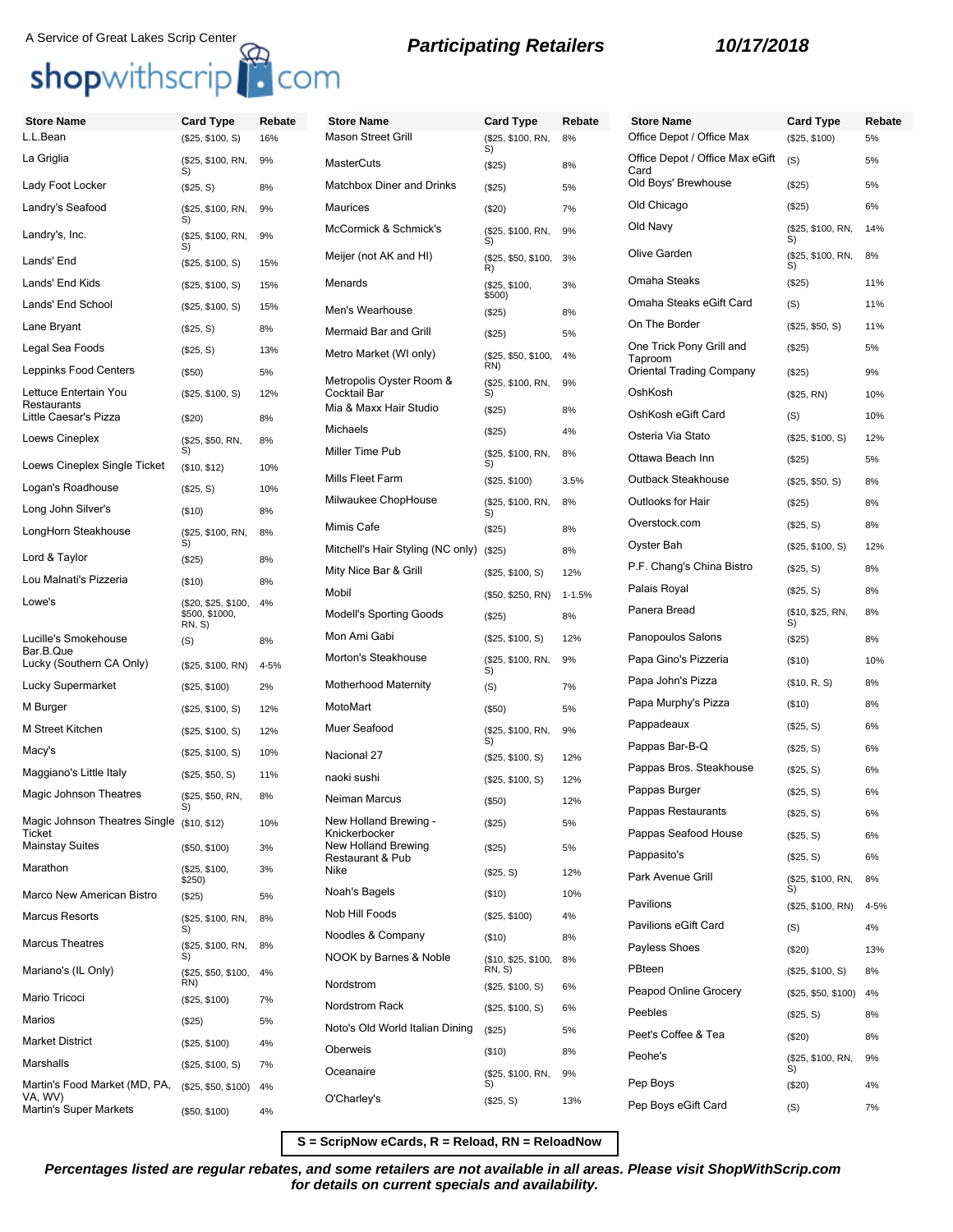A Service of Great Lakes Scrip Center

shopwithscrip.com

**Participating Retailers** **10/17/2018**

| Store Name | Card Type | Rebate |
|---|---|---|
| L.L.Bean | ($25, $100, S) | 16% |
| La Griglia | ($25, $100, RN, S) | 9% |
| Lady Foot Locker | ($25, S) | 8% |
| Landry's Seafood | ($25, $100, RN, S) | 9% |
| Landry's, Inc. | ($25, $100, RN, S) | 9% |
| Lands' End | ($25, $100, S) | 15% |
| Lands' End Kids | ($25, $100, S) | 15% |
| Lands' End School | ($25, $100, S) | 15% |
| Lane Bryant | ($25, S) | 8% |
| Legal Sea Foods | ($25, S) | 13% |
| Leppinks Food Centers | ($50) | 5% |
| Lettuce Entertain You Restaurants | ($25, $100, S) | 12% |
| Little Caesar's Pizza | ($20) | 8% |
| Loews Cineplex | ($25, $50, RN, S) | 8% |
| Loews Cineplex Single Ticket | ($10, $12) | 10% |
| Logan's Roadhouse | ($25, S) | 10% |
| Long John Silver's | ($10) | 8% |
| LongHorn Steakhouse | ($25, $100, RN, S) | 8% |
| Lord & Taylor | ($25) | 8% |
| Lou Malnati's Pizzeria | ($10) | 8% |
| Lowe's | ($20, $25, $100, $500, $1000, RN, S) | 4% |
| Lucille's Smokehouse Bar.B.Que | (S) | 8% |
| Lucky (Southern CA Only) | ($25, $100, RN) | 4-5% |
| Lucky Supermarket | ($25, $100) | 2% |
| M Burger | ($25, $100, S) | 12% |
| M Street Kitchen | ($25, $100, S) | 12% |
| Macy's | ($25, $100, S) | 10% |
| Maggiano's Little Italy | ($25, $50, S) | 11% |
| Magic Johnson Theatres | ($25, $50, RN, S) | 8% |
| Magic Johnson Theatres Single Ticket | ($10, $12) | 10% |
| Mainstay Suites | ($50, $100) | 3% |
| Marathon | ($25, $100, $250) | 3% |
| Marco New American Bistro | ($25) | 5% |
| Marcus Resorts | ($25, $100, RN, S) | 8% |
| Marcus Theatres | ($25, $100, RN, S) | 8% |
| Mariano's (IL Only) | ($25, $50, $100, RN) | 4% |
| Mario Tricoci | ($25, $100) | 7% |
| Marios | ($25) | 5% |
| Market District | ($25, $100) | 4% |
| Marshalls | ($25, $100, S) | 7% |
| Martin's Food Market (MD, PA, VA, WV) | ($25, $50, $100) | 4% |
| Martin's Super Markets | ($50, $100) | 4% |
| Mason Street Grill | ($25, $100, RN, S) | 8% |
| MasterCuts | ($25) | 8% |
| Matchbox Diner and Drinks | ($25) | 5% |
| Maurices | ($20) | 7% |
| McCormick & Schmick's | ($25, $100, RN, S) | 9% |
| Meijer (not AK and HI) | ($25, $50, $100, R) | 3% |
| Menards | ($25, $100, $500) | 3% |
| Men's Wearhouse | ($25) | 8% |
| Mermaid Bar and Grill | ($25) | 5% |
| Metro Market (WI only) | ($25, $50, $100, RN) | 4% |
| Metropolis Oyster Room & Cocktail Bar | ($25, $100, RN, S) | 9% |
| Mia & Maxx Hair Studio | ($25) | 8% |
| Michaels | ($25) | 4% |
| Miller Time Pub | ($25, $100, RN, S) | 8% |
| Mills Fleet Farm | ($25, $100) | 3.5% |
| Milwaukee ChopHouse | ($25, $100, RN, S) | 8% |
| Mimis Cafe | ($25) | 8% |
| Mitchell's Hair Styling (NC only) | ($25) | 8% |
| Mity Nice Bar & Grill | ($25, $100, S) | 12% |
| Mobil | ($50, $250, RN) | 1-1.5% |
| Modell's Sporting Goods | ($25) | 8% |
| Mon Ami Gabi | ($25, $100, S) | 12% |
| Morton's Steakhouse | ($25, $100, RN, S) | 9% |
| Motherhood Maternity | (S) | 7% |
| MotoMart | ($50) | 5% |
| Muer Seafood | ($25, $100, RN, S) | 9% |
| Nacional 27 | ($25, $100, S) | 12% |
| naoki sushi | ($25, $100, S) | 12% |
| Neiman Marcus | ($50) | 12% |
| New Holland Brewing - Knickerbocker | ($25) | 5% |
| New Holland Brewing Restaurant & Pub | ($25) | 5% |
| Nike | ($25, S) | 12% |
| Noah's Bagels | ($10) | 10% |
| Nob Hill Foods | ($25, $100) | 4% |
| Noodles & Company | ($10) | 8% |
| NOOK by Barnes & Noble | ($10, $25, $100, RN, S) | 8% |
| Nordstrom | ($25, $100, S) | 6% |
| Nordstrom Rack | ($25, $100, S) | 6% |
| Noto's Old World Italian Dining | ($25) | 5% |
| Oberweis | ($10) | 8% |
| Oceanaire | ($25, $100, RN, S) | 9% |
| O'Charley's | ($25, S) | 13% |
| Office Depot / Office Max | ($25, $100) | 5% |
| Office Depot / Office Max eGift Card | (S) | 5% |
| Old Boys' Brewhouse | ($25) | 5% |
| Old Chicago | ($25) | 6% |
| Old Navy | ($25, $100, RN, S) | 14% |
| Olive Garden | ($25, $100, RN, S) | 8% |
| Omaha Steaks | ($25) | 11% |
| Omaha Steaks eGift Card | (S) | 11% |
| On The Border | ($25, $50, S) | 11% |
| One Trick Pony Grill and Taproom | ($25) | 5% |
| Oriental Trading Company | ($25) | 9% |
| OshKosh | ($25, RN) | 10% |
| OshKosh eGift Card | (S) | 10% |
| Osteria Via Stato | ($25, $100, S) | 12% |
| Ottawa Beach Inn | ($25) | 5% |
| Outback Steakhouse | ($25, $50, S) | 8% |
| Outlooks for Hair | ($25) | 8% |
| Overstock.com | ($25, S) | 8% |
| Oyster Bah | ($25, $100, S) | 12% |
| P.F. Chang's China Bistro | ($25, S) | 8% |
| Palais Royal | ($25, S) | 8% |
| Panera Bread | ($10, $25, RN, S) | 8% |
| Panopoulos Salons | ($25) | 8% |
| Papa Gino's Pizzeria | ($10) | 10% |
| Papa John's Pizza | ($10, R, S) | 8% |
| Papa Murphy's Pizza | ($10) | 8% |
| Pappadeaux | ($25, S) | 6% |
| Pappas Bar-B-Q | ($25, S) | 6% |
| Pappas Bros. Steakhouse | ($25, S) | 6% |
| Pappas Burger | ($25, S) | 6% |
| Pappas Restaurants | ($25, S) | 6% |
| Pappas Seafood House | ($25, S) | 6% |
| Pappasito's | ($25, S) | 6% |
| Park Avenue Grill | ($25, $100, RN, S) | 8% |
| Pavilions | ($25, $100, RN) | 4-5% |
| Pavilions eGift Card | (S) | 4% |
| Payless Shoes | ($20) | 13% |
| PBteen | ($25, $100, S) | 8% |
| Peapod Online Grocery | ($25, $50, $100) | 4% |
| Peebles | ($25, S) | 8% |
| Peet's Coffee & Tea | ($20) | 8% |
| Peohe's | ($25, $100, RN, S) | 9% |
| Pep Boys | ($20) | 4% |
| Pep Boys eGift Card | (S) | 7% |

**S = ScripNow eCards, R = Reload, RN = ReloadNow**

***Percentages listed are regular rebates, and some retailers are not available in all areas. Please visit ShopWithScrip.com for details on current specials and availability.***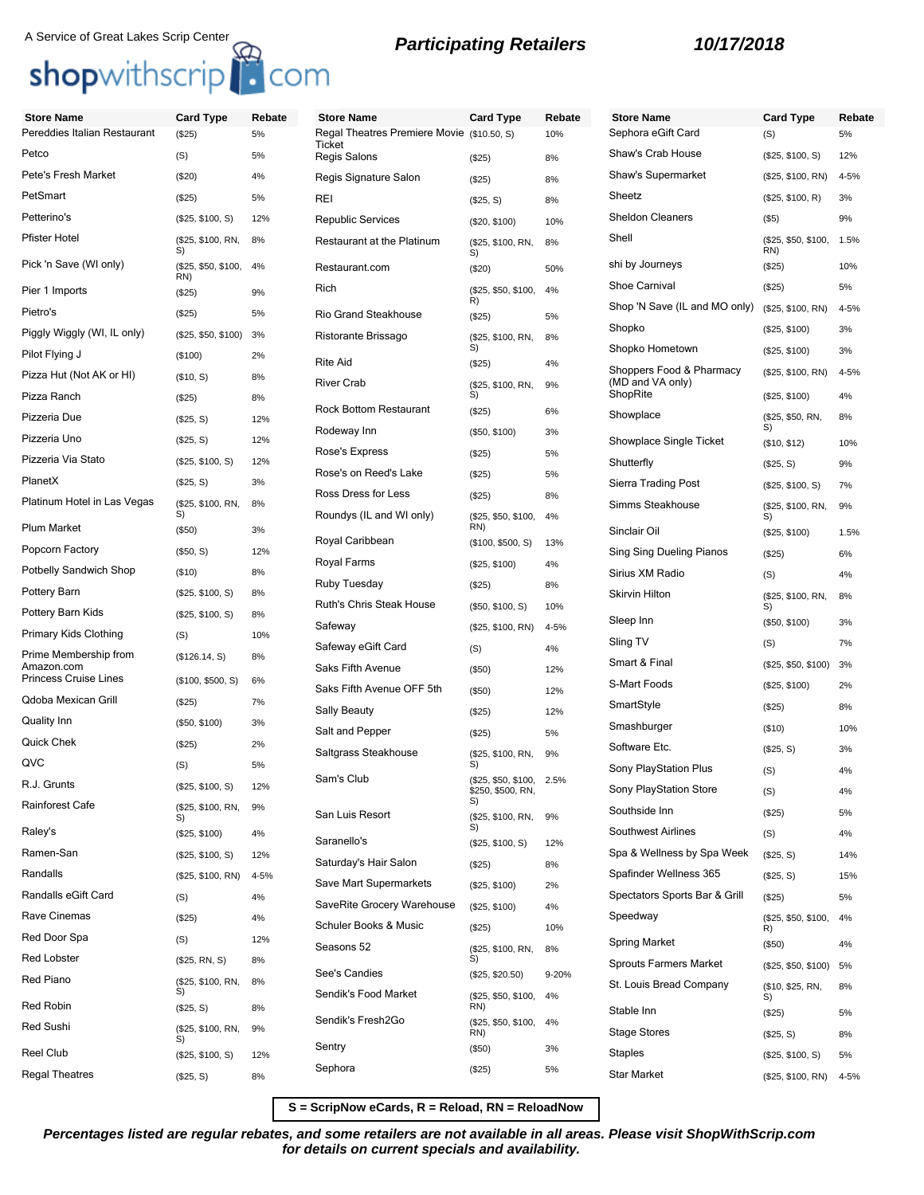A Service of Great Lakes Scrip Center

shopwithscrip.com

## *Participating Retailers*

**10/17/2018**

| Store Name | Card Type | Rebate |
|---|---|---|
| Pereddies Italian Restaurant | ($25) | 5% |
| Petco | (S) | 5% |
| Pete's Fresh Market | ($20) | 4% |
| PetSmart | ($25) | 5% |
| Petterino's | ($25, $100, S) | 12% |
| Pfister Hotel | ($25, $100, RN, S) | 8% |
| Pick 'n Save (WI only) | ($25, $50, $100, RN) | 4% |
| Pier 1 Imports | ($25) | 9% |
| Pietro's | ($25) | 5% |
| Piggly Wiggly (WI, IL only) | ($25, $50, $100) | 3% |
| Pilot Flying J | ($100) | 2% |
| Pizza Hut (Not AK or HI) | ($10, S) | 8% |
| Pizza Ranch | ($25) | 8% |
| Pizzeria Due | ($25, S) | 12% |
| Pizzeria Uno | ($25, S) | 12% |
| Pizzeria Via Stato | ($25, $100, S) | 12% |
| PlanetX | ($25, S) | 3% |
| Platinum Hotel in Las Vegas | ($25, $100, RN, S) | 8% |
| Plum Market | ($50) | 3% |
| Popcorn Factory | ($50, S) | 12% |
| Potbelly Sandwich Shop | ($10) | 8% |
| Pottery Barn | ($25, $100, S) | 8% |
| Pottery Barn Kids | ($25, $100, S) | 8% |
| Primary Kids Clothing | (S) | 10% |
| Prime Membership from Amazon.com | ($126.14, S) | 8% |
| Princess Cruise Lines | ($100, $500, S) | 6% |
| Qdoba Mexican Grill | ($25) | 7% |
| Quality Inn | ($50, $100) | 3% |
| Quick Chek | ($25) | 2% |
| QVC | (S) | 5% |
| R.J. Grunts | ($25, $100, S) | 12% |
| Rainforest Cafe | ($25, $100, RN, S) | 9% |
| Raley's | ($25, $100) | 4% |
| Ramen-San | ($25, $100, S) | 12% |
| Randalls | ($25, $100, RN) | 4-5% |
| Randalls eGift Card | (S) | 4% |
| Rave Cinemas | ($25) | 4% |
| Red Door Spa | (S) | 12% |
| Red Lobster | ($25, RN, S) | 8% |
| Red Piano | ($25, $100, RN, S) | 8% |
| Red Robin | ($25, S) | 8% |
| Red Sushi | ($25, $100, RN, S) | 9% |
| Reel Club | ($25, $100, S) | 12% |
| Regal Theatres | ($25, S) | 8% |
| Regal Theatres Premiere Movie Ticket | ($10.50, S) | 10% |
| Regis Salons | ($25) | 8% |
| Regis Signature Salon | ($25) | 8% |
| REI | ($25, S) | 8% |
| Republic Services | ($20, $100) | 10% |
| Restaurant at the Platinum | ($25, $100, RN, S) | 8% |
| Restaurant.com | ($20) | 50% |
| Rich | ($25, $50, $100, R) | 4% |
| Rio Grand Steakhouse | ($25) | 5% |
| Ristorante Brissago | ($25, $100, RN, S) | 8% |
| Rite Aid | ($25) | 4% |
| River Crab | ($25, $100, RN, S) | 9% |
| Rock Bottom Restaurant | ($25) | 6% |
| Rodeway Inn | ($50, $100) | 3% |
| Rose's Express | ($25) | 5% |
| Rose's on Reed's Lake | ($25) | 5% |
| Ross Dress for Less | ($25) | 8% |
| Roundys (IL and WI only) | ($25, $50, $100, RN) | 4% |
| Royal Caribbean | ($100, $500, S) | 13% |
| Royal Farms | ($25, $100) | 4% |
| Ruby Tuesday | ($25) | 8% |
| Ruth's Chris Steak House | ($50, $100, S) | 10% |
| Safeway | ($25, $100, RN) | 4-5% |
| Safeway eGift Card | (S) | 4% |
| Saks Fifth Avenue | ($50) | 12% |
| Saks Fifth Avenue OFF 5th | ($50) | 12% |
| Sally Beauty | ($25) | 12% |
| Salt and Pepper | ($25) | 5% |
| Saltgrass Steakhouse | ($25, $100, RN, S) | 9% |
| Sam's Club | ($25, $50, $100, $250, $500, RN, S) | 2.5% |
| San Luis Resort | ($25, $100, RN, S) | 9% |
| Saranello's | ($25, $100, S) | 12% |
| Saturday's Hair Salon | ($25) | 8% |
| Save Mart Supermarkets | ($25, $100) | 2% |
| SaveRite Grocery Warehouse | ($25, $100) | 4% |
| Schuler Books & Music | ($25) | 10% |
| Seasons 52 | ($25, $100, RN, S) | 8% |
| See's Candies | ($25, $20.50) | 9-20% |
| Sendik's Food Market | ($25, $50, $100, RN) | 4% |
| Sendik's Fresh2Go | ($25, $50, $100, RN) | 4% |
| Sentry | ($50) | 3% |
| Sephora | ($25) | 5% |
| Sephora eGift Card | (S) | 5% |
| Shaw's Crab House | ($25, $100, S) | 12% |
| Shaw's Supermarket | ($25, $100, RN) | 4-5% |
| Sheetz | ($25, $100, R) | 3% |
| Sheldon Cleaners | ($5) | 9% |
| Shell | ($25, $50, $100, RN) | 1.5% |
| shi by Journeys | ($25) | 10% |
| Shoe Carnival | ($25) | 5% |
| Shop 'N Save (IL and MO only) | ($25, $100, RN) | 4-5% |
| Shopko | ($25, $100) | 3% |
| Shopko Hometown | ($25, $100) | 3% |
| Shoppers Food & Pharmacy (MD and VA only) | ($25, $100, RN) | 4-5% |
| ShopRite | ($25, $100) | 4% |
| Showplace | ($25, $50, RN, S) | 8% |
| Showplace Single Ticket | ($10, $12) | 10% |
| Shutterfly | ($25, S) | 9% |
| Sierra Trading Post | ($25, $100, S) | 7% |
| Simms Steakhouse | ($25, $100, RN, S) | 9% |
| Sinclair Oil | ($25, $100) | 1.5% |
| Sing Sing Dueling Pianos | ($25) | 6% |
| Sirius XM Radio | (S) | 4% |
| Skirvin Hilton | ($25, $100, RN, S) | 8% |
| Sleep Inn | ($50, $100) | 3% |
| Sling TV | (S) | 7% |
| Smart & Final | ($25, $50, $100) | 3% |
| S-Mart Foods | ($25, $100) | 2% |
| SmartStyle | ($25) | 8% |
| Smashburger | ($10) | 10% |
| Software Etc. | ($25, S) | 3% |
| Sony PlayStation Plus | (S) | 4% |
| Sony PlayStation Store | (S) | 4% |
| Southside Inn | ($25) | 5% |
| Southwest Airlines | (S) | 4% |
| Spa & Wellness by Spa Week | ($25, S) | 14% |
| Spafinder Wellness 365 | ($25, S) | 15% |
| Spectators Sports Bar & Grill | ($25) | 5% |
| Speedway | ($25, $50, $100, R) | 4% |
| Spring Market | ($50) | 4% |
| Sprouts Farmers Market | ($25, $50, $100) | 5% |
| St. Louis Bread Company | ($10, $25, RN, S) | 8% |
| Stable Inn | ($25) | 5% |
| Stage Stores | ($25, S) | 8% |
| Staples | ($25, $100, S) | 5% |
| Star Market | ($25, $100, RN) | 4-5% |

**S = ScripNow eCards, R = Reload, RN = ReloadNow**

***Percentages listed are regular rebates, and some retailers are not available in all areas. Please visit ShopWithScrip.com for details on current specials and availability.***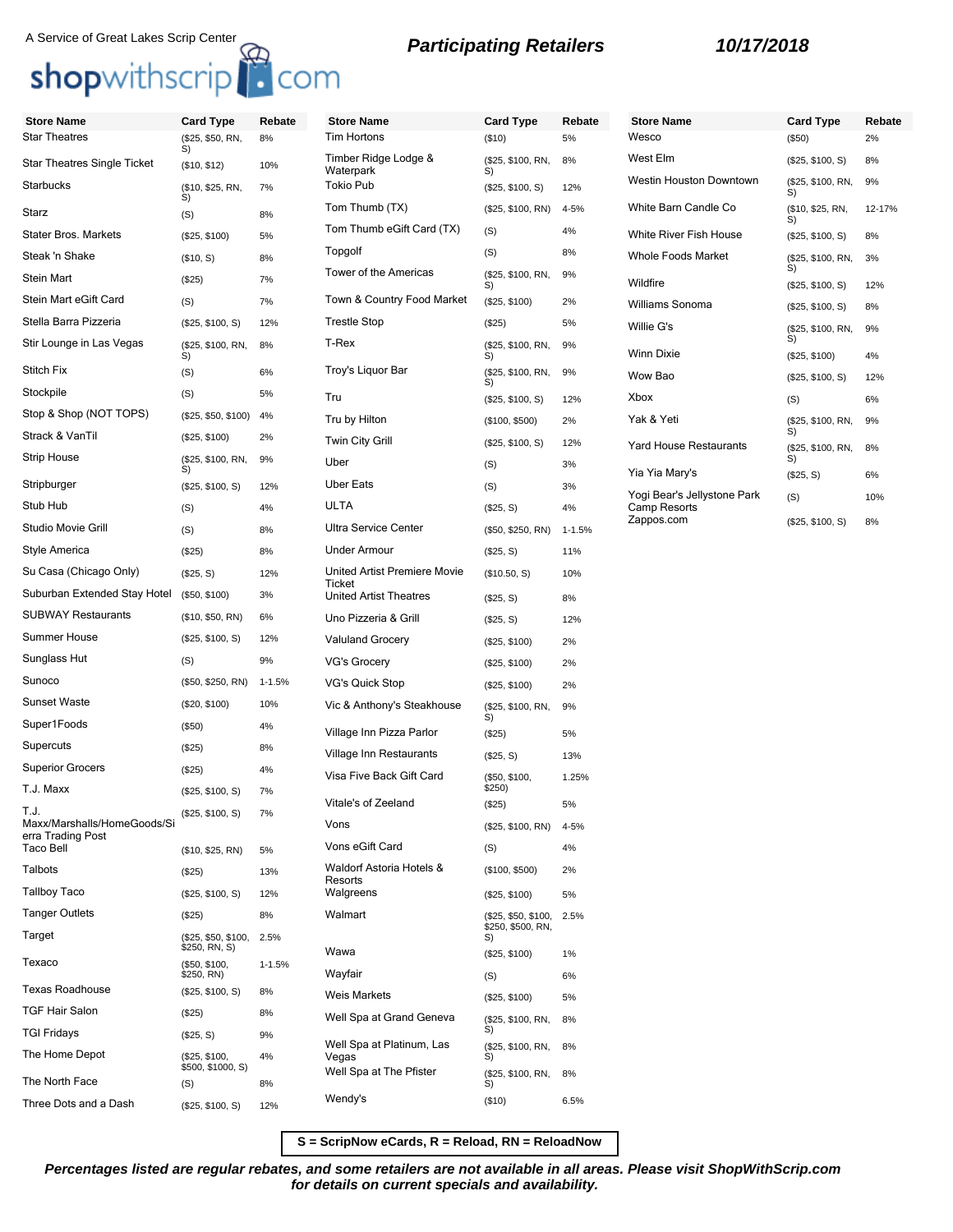A Service of Great Lakes Scrip Center

shopwithscrip.com

**_Participating Retailers_** **_10/17/2018_**

| Store Name | Card Type | Rebate |
|---|---|---|
| Star Theatres | ($25, $50, RN, S) | 8% |
| Star Theatres Single Ticket | ($10, $12) | 10% |
| Starbucks | ($10, $25, RN, S) | 7% |
| Starz | (S) | 8% |
| Stater Bros. Markets | ($25, $100) | 5% |
| Steak 'n Shake | ($10, S) | 8% |
| Stein Mart | ($25) | 7% |
| Stein Mart eGift Card | (S) | 7% |
| Stella Barra Pizzeria | ($25, $100, S) | 12% |
| Stir Lounge in Las Vegas | ($25, $100, RN, S) | 8% |
| Stitch Fix | (S) | 6% |
| Stockpile | (S) | 5% |
| Stop & Shop (NOT TOPS) | ($25, $50, $100) | 4% |
| Strack & VanTil | ($25, $100) | 2% |
| Strip House | ($25, $100, RN, S) | 9% |
| Stripburger | ($25, $100, S) | 12% |
| Stub Hub | (S) | 4% |
| Studio Movie Grill | (S) | 8% |
| Style America | ($25) | 8% |
| Su Casa (Chicago Only) | ($25, S) | 12% |
| Suburban Extended Stay Hotel | ($50, $100) | 3% |
| SUBWAY Restaurants | ($10, $50, RN) | 6% |
| Summer House | ($25, $100, S) | 12% |
| Sunglass Hut | (S) | 9% |
| Sunoco | ($50, $250, RN) | 1-1.5% |
| Sunset Waste | ($20, $100) | 10% |
| Super1Foods | ($50) | 4% |
| Supercuts | ($25) | 8% |
| Superior Grocers | ($25) | 4% |
| T.J. Maxx | ($25, $100, S) | 7% |
| T.J. Maxx/Marshalls/HomeGoods/Sierra Trading Post | ($25, $100, S) | 7% |
| Taco Bell | ($10, $25, RN) | 5% |
| Talbots | ($25) | 13% |
| Tallboy Taco | ($25, $100, S) | 12% |
| Tanger Outlets | ($25) | 8% |
| Target | ($25, $50, $100, $250, RN, S) | 2.5% |
| Texaco | ($50, $100, $250, RN) | 1-1.5% |
| Texas Roadhouse | ($25, $100, S) | 8% |
| TGF Hair Salon | ($25) | 8% |
| TGI Fridays | ($25, S) | 9% |
| The Home Depot | ($25, $100, $500, $1000, S) | 4% |
| The North Face | (S) | 8% |
| Three Dots and a Dash | ($25, $100, S) | 12% |
| Tim Hortons | ($10) | 5% |
| Timber Ridge Lodge & Waterpark | ($25, $100, RN, S) | 8% |
| Tokio Pub | ($25, $100, S) | 12% |
| Tom Thumb (TX) | ($25, $100, RN) | 4-5% |
| Tom Thumb eGift Card (TX) | (S) | 4% |
| Topgolf | (S) | 8% |
| Tower of the Americas | ($25, $100, RN, S) | 9% |
| Town & Country Food Market | ($25, $100) | 2% |
| Trestle Stop | ($25) | 5% |
| T-Rex | ($25, $100, RN, S) | 9% |
| Troy's Liquor Bar | ($25, $100, RN, S) | 9% |
| Tru | ($25, $100, S) | 12% |
| Tru by Hilton | ($100, $500) | 2% |
| Twin City Grill | ($25, $100, S) | 12% |
| Uber | (S) | 3% |
| Uber Eats | (S) | 3% |
| ULTA | ($25, S) | 4% |
| Ultra Service Center | ($50, $250, RN) | 1-1.5% |
| Under Armour | ($25, S) | 11% |
| United Artist Premiere Movie Ticket | ($10.50, S) | 10% |
| United Artist Theatres | ($25, S) | 8% |
| Uno Pizzeria & Grill | ($25, S) | 12% |
| Valuland Grocery | ($25, $100) | 2% |
| VG's Grocery | ($25, $100) | 2% |
| VG's Quick Stop | ($25, $100) | 2% |
| Vic & Anthony's Steakhouse | ($25, $100, RN, S) | 9% |
| Village Inn Pizza Parlor | ($25) | 5% |
| Village Inn Restaurants | ($25, S) | 13% |
| Visa Five Back Gift Card | ($50, $100, $250) | 1.25% |
| Vitale's of Zeeland | ($25) | 5% |
| Vons | ($25, $100, RN) | 4-5% |
| Vons eGift Card | (S) | 4% |
| Waldorf Astoria Hotels & Resorts | ($100, $500) | 2% |
| Walgreens | ($25, $100) | 5% |
| Walmart | ($25, $50, $100, $250, $500, RN, S) | 2.5% |
| Wawa | ($25, $100) | 1% |
| Wayfair | (S) | 6% |
| Weis Markets | ($25, $100) | 5% |
| Well Spa at Grand Geneva | ($25, $100, RN, S) | 8% |
| Well Spa at Platinum, Las Vegas | ($25, $100, RN, S) | 8% |
| Well Spa at The Pfister | ($25, $100, RN, S) | 8% |
| Wendy's | ($10) | 6.5% |
| Wesco | ($50) | 2% |
| West Elm | ($25, $100, S) | 8% |
| Westin Houston Downtown | ($25, $100, RN, S) | 9% |
| White Barn Candle Co | ($10, $25, RN, S) | 12-17% |
| White River Fish House | ($25, $100, S) | 8% |
| Whole Foods Market | ($25, $100, RN, S) | 3% |
| Wildfire | ($25, $100, S) | 12% |
| Williams Sonoma | ($25, $100, S) | 8% |
| Willie G's | ($25, $100, RN, S) | 9% |
| Winn Dixie | ($25, $100) | 4% |
| Wow Bao | ($25, $100, S) | 12% |
| Xbox | (S) | 6% |
| Yak & Yeti | ($25, $100, RN, S) | 9% |
| Yard House Restaurants | ($25, $100, RN, S) | 8% |
| Yia Yia Mary's | ($25, S) | 6% |
| Yogi Bear's Jellystone Park Camp Resorts | (S) | 10% |
| Zappos.com | ($25, $100, S) | 8% |

**S = ScripNow eCards, R = Reload, RN = ReloadNow**

**_Percentages listed are regular rebates, and some retailers are not available in all areas. Please visit ShopWithScrip.com for details on current specials and availability._**